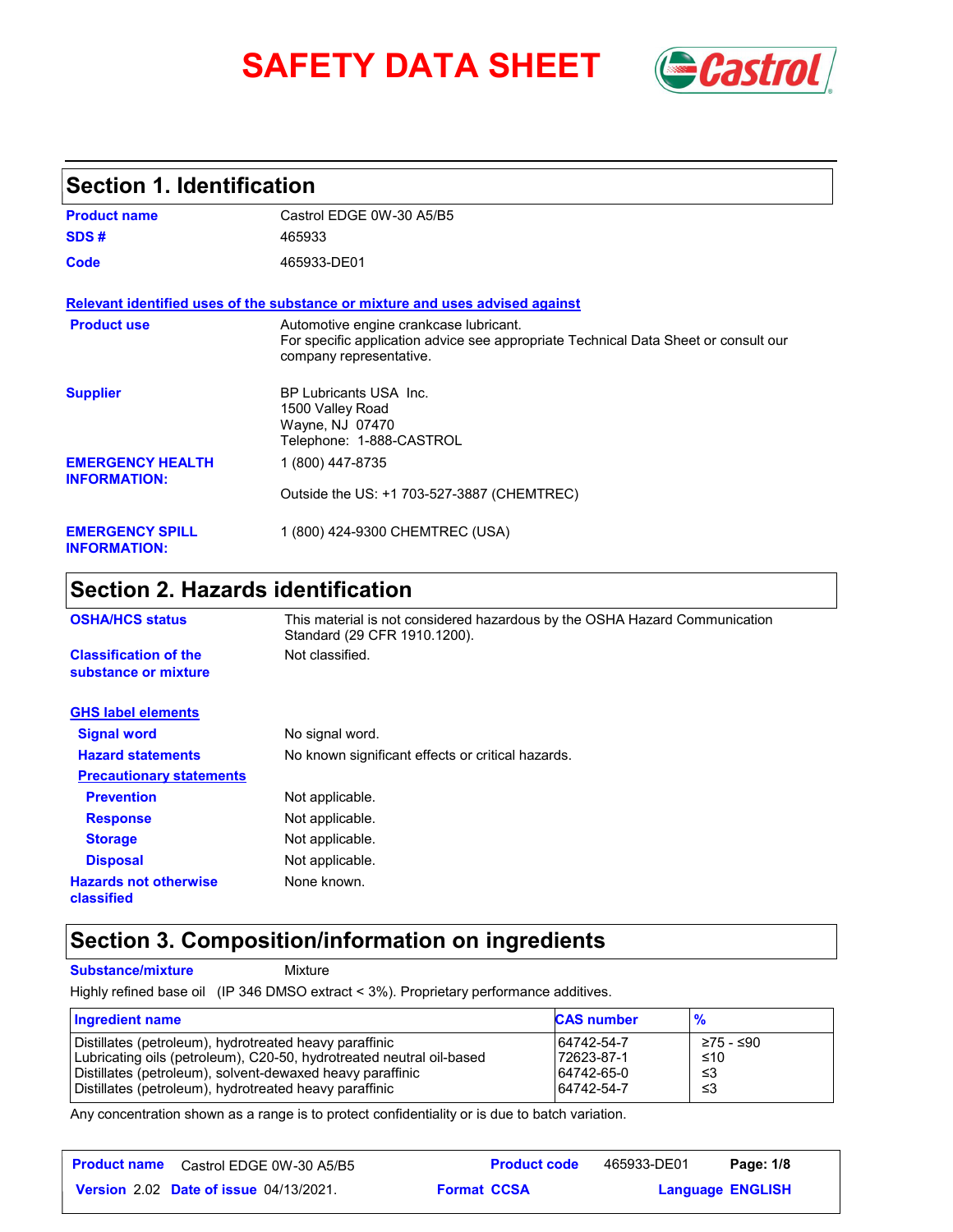# SAFETY DATA SHEET

Castrol

## Section 1. Identification

| | |
|---|---|
| **Product name** | Castrol EDGE 0W-30 A5/B5 |
| **SDS #** | 465933 |
| **Code** | 465933-DE01 |

**Relevant identified uses of the substance or mixture and uses advised against**

| | |
|---|---|
| **Product use** | Automotive engine crankcase lubricant.<br>For specific application advice see appropriate Technical Data Sheet or consult our company representative. |
| **Supplier** | BP Lubricants USA Inc.<br>1500 Valley Road<br>Wayne, NJ 07470<br>Telephone: 1-888-CASTROL |
| **EMERGENCY HEALTH INFORMATION:** | 1 (800) 447-8735<br><br>Outside the US: +1 703-527-3887 (CHEMTREC) |
| **EMERGENCY SPILL INFORMATION:** | 1 (800) 424-9300 CHEMTREC (USA) |

## Section 2. Hazards identification

| | |
|---|---|
| **OSHA/HCS status** | This material is not considered hazardous by the OSHA Hazard Communication Standard (29 CFR 1910.1200). |
| **Classification of the substance or mixture** | Not classified. |

**GHS label elements**

| | |
|---|---|
| **Signal word** | No signal word. |
| **Hazard statements** | No known significant effects or critical hazards. |

**Precautionary statements**

| | |
|---|---|
| **Prevention** | Not applicable. |
| **Response** | Not applicable. |
| **Storage** | Not applicable. |
| **Disposal** | Not applicable. |
| **Hazards not otherwise classified** | None known. |

## Section 3. Composition/information on ingredients

**Substance/mixture** Mixture

Highly refined base oil (IP 346 DMSO extract < 3%). Proprietary performance additives.

| Ingredient name | CAS number | % |
|---|---|---|
| Distillates (petroleum), hydrotreated heavy paraffinic | 64742-54-7 | ≥75 - ≤90 |
| Lubricating oils (petroleum), C20-50, hydrotreated neutral oil-based | 72623-87-1 | ≤10 |
| Distillates (petroleum), solvent-dewaxed heavy paraffinic | 64742-65-0 | ≤3 |
| Distillates (petroleum), hydrotreated heavy paraffinic | 64742-54-7 | ≤3 |

Any concentration shown as a range is to protect confidentiality or is due to batch variation.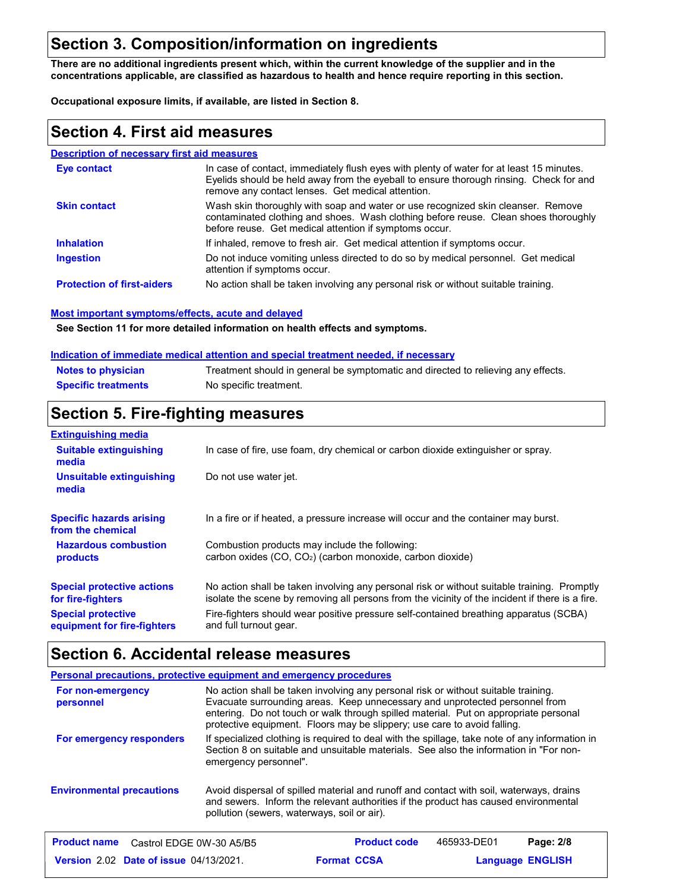## Section 3. Composition/information on ingredients

**There are no additional ingredients present which, within the current knowledge of the supplier and in the concentrations applicable, are classified as hazardous to health and hence require reporting in this section.**

**Occupational exposure limits, if available, are listed in Section 8.**

## Section 4. First aid measures

### Description of necessary first aid measures

**Eye contact**: In case of contact, immediately flush eyes with plenty of water for at least 15 minutes. Eyelids should be held away from the eyeball to ensure thorough rinsing. Check for and remove any contact lenses. Get medical attention.

**Skin contact**: Wash skin thoroughly with soap and water or use recognized skin cleanser. Remove contaminated clothing and shoes. Wash clothing before reuse. Clean shoes thoroughly before reuse. Get medical attention if symptoms occur.

**Inhalation**: If inhaled, remove to fresh air. Get medical attention if symptoms occur.

**Ingestion**: Do not induce vomiting unless directed to do so by medical personnel. Get medical attention if symptoms occur.

**Protection of first-aiders**: No action shall be taken involving any personal risk or without suitable training.

### Most important symptoms/effects, acute and delayed

**See Section 11 for more detailed information on health effects and symptoms.**

### Indication of immediate medical attention and special treatment needed, if necessary

**Notes to physician**: Treatment should in general be symptomatic and directed to relieving any effects.

**Specific treatments**: No specific treatment.

## Section 5. Fire-fighting measures

### Extinguishing media

**Suitable extinguishing media**: In case of fire, use foam, dry chemical or carbon dioxide extinguisher or spray.

**Unsuitable extinguishing media**: Do not use water jet.

**Specific hazards arising from the chemical**: In a fire or if heated, a pressure increase will occur and the container may burst.

**Hazardous combustion products**: Combustion products may include the following:
carbon oxides ($CO$, $CO_2$) (carbon monoxide, carbon dioxide)

**Special protective actions for fire-fighters**: No action shall be taken involving any personal risk or without suitable training. Promptly isolate the scene by removing all persons from the vicinity of the incident if there is a fire.

**Special protective equipment for fire-fighters**: Fire-fighters should wear positive pressure self-contained breathing apparatus (SCBA) and full turnout gear.

## Section 6. Accidental release measures

### Personal precautions, protective equipment and emergency procedures

**For non-emergency personnel**: No action shall be taken involving any personal risk or without suitable training. Evacuate surrounding areas. Keep unnecessary and unprotected personnel from entering. Do not touch or walk through spilled material. Put on appropriate personal protective equipment. Floors may be slippery; use care to avoid falling.

**For emergency responders**: If specialized clothing is required to deal with the spillage, take note of any information in Section 8 on suitable and unsuitable materials. See also the information in "For non-emergency personnel".

**Environmental precautions**: Avoid dispersal of spilled material and runoff and contact with soil, waterways, drains and sewers. Inform the relevant authorities if the product has caused environmental pollution (sewers, waterways, soil or air).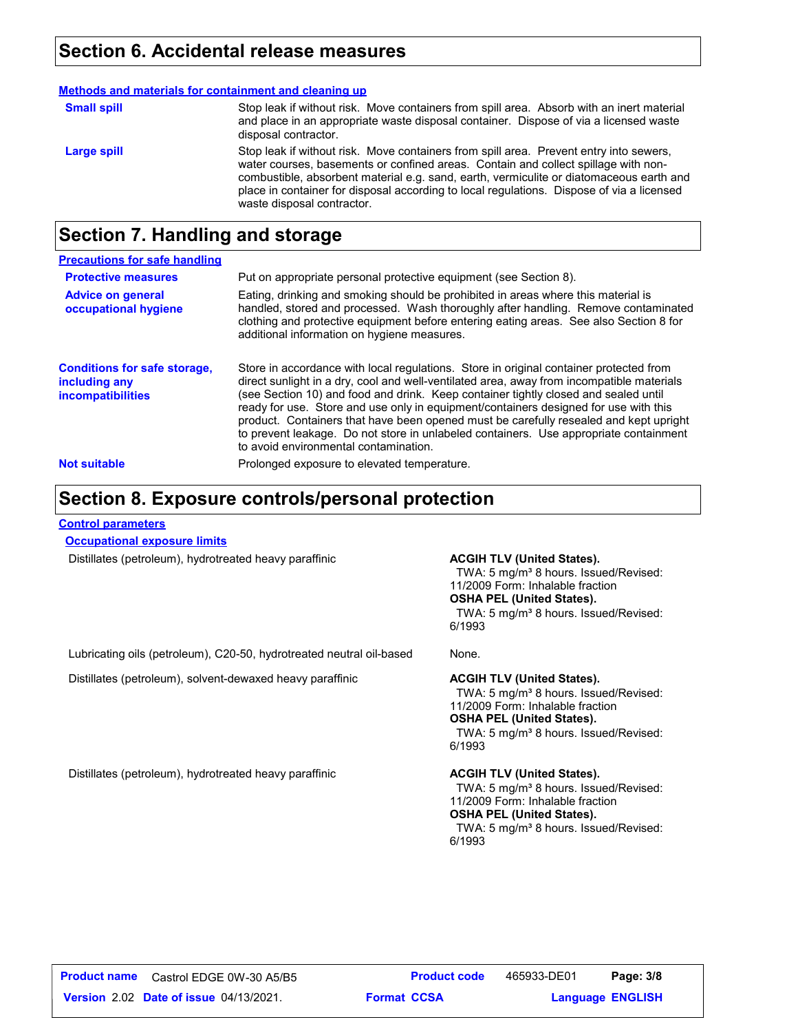## Section 6. Accidental release measures

**Methods and materials for containment and cleaning up**

**Small spill**

Stop leak if without risk. Move containers from spill area. Absorb with an inert material and place in an appropriate waste disposal container. Dispose of via a licensed waste disposal contractor.

**Large spill**

Stop leak if without risk. Move containers from spill area. Prevent entry into sewers, water courses, basements or confined areas. Contain and collect spillage with non-combustible, absorbent material e.g. sand, earth, vermiculite or diatomaceous earth and place in container for disposal according to local regulations. Dispose of via a licensed waste disposal contractor.

## Section 7. Handling and storage

**Precautions for safe handling**

**Protective measures**

Put on appropriate personal protective equipment (see Section 8).

**Advice on general occupational hygiene**

Eating, drinking and smoking should be prohibited in areas where this material is handled, stored and processed. Wash thoroughly after handling. Remove contaminated clothing and protective equipment before entering eating areas. See also Section 8 for additional information on hygiene measures.

**Conditions for safe storage, including any incompatibilities**

Store in accordance with local regulations. Store in original container protected from direct sunlight in a dry, cool and well-ventilated area, away from incompatible materials (see Section 10) and food and drink. Keep container tightly closed and sealed until ready for use. Store and use only in equipment/containers designed for use with this product. Containers that have been opened must be carefully resealed and kept upright to prevent leakage. Do not store in unlabeled containers. Use appropriate containment to avoid environmental contamination.

**Not suitable**

Prolonged exposure to elevated temperature.

## Section 8. Exposure controls/personal protection

**Control parameters**

**Occupational exposure limits**

| Substance | Exposure limits |
|---|---|
| Distillates (petroleum), hydrotreated heavy paraffinic | **ACGIH TLV (United States).** TWA: 5 mg/m³ 8 hours. Issued/Revised: 11/2009 Form: Inhalable fraction **OSHA PEL (United States).** TWA: 5 mg/m³ 8 hours. Issued/Revised: 6/1993 |
| Lubricating oils (petroleum), C20-50, hydrotreated neutral oil-based | None. |
| Distillates (petroleum), solvent-dewaxed heavy paraffinic | **ACGIH TLV (United States).** TWA: 5 mg/m³ 8 hours. Issued/Revised: 11/2009 Form: Inhalable fraction **OSHA PEL (United States).** TWA: 5 mg/m³ 8 hours. Issued/Revised: 6/1993 |
| Distillates (petroleum), hydrotreated heavy paraffinic | **ACGIH TLV (United States).** TWA: 5 mg/m³ 8 hours. Issued/Revised: 11/2009 Form: Inhalable fraction **OSHA PEL (United States).** TWA: 5 mg/m³ 8 hours. Issued/Revised: 6/1993 |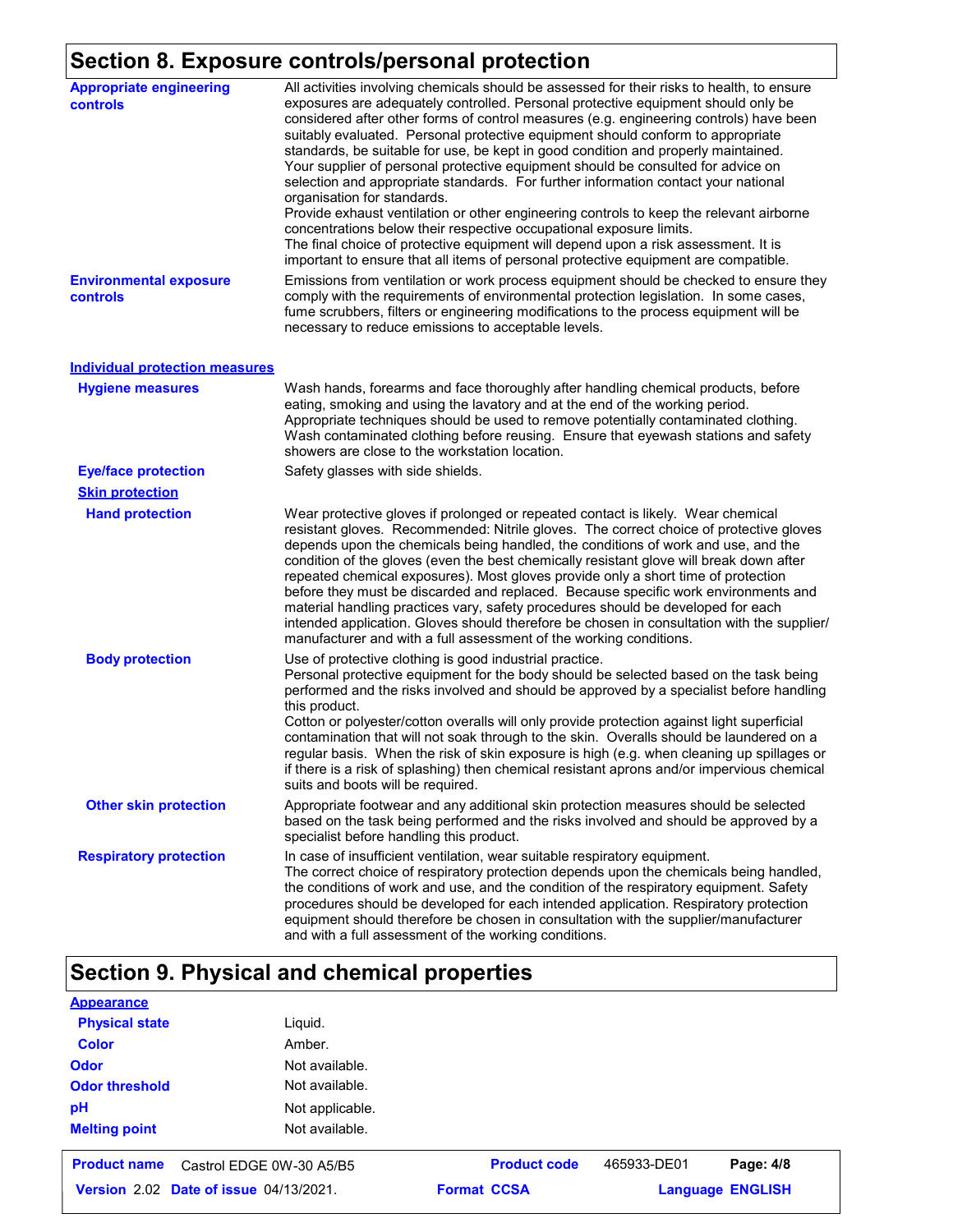## Section 8. Exposure controls/personal protection

| | |
|---|---|
| **Appropriate engineering controls** | All activities involving chemicals should be assessed for their risks to health, to ensure exposures are adequately controlled. Personal protective equipment should only be considered after other forms of control measures (e.g. engineering controls) have been suitably evaluated. Personal protective equipment should conform to appropriate standards, be suitable for use, be kept in good condition and properly maintained. Your supplier of personal protective equipment should be consulted for advice on selection and appropriate standards. For further information contact your national organisation for standards. Provide exhaust ventilation or other engineering controls to keep the relevant airborne concentrations below their respective occupational exposure limits. The final choice of protective equipment will depend upon a risk assessment. It is important to ensure that all items of personal protective equipment are compatible. |
| **Environmental exposure controls** | Emissions from ventilation or work process equipment should be checked to ensure they comply with the requirements of environmental protection legislation. In some cases, fume scrubbers, filters or engineering modifications to the process equipment will be necessary to reduce emissions to acceptable levels. |

**Individual protection measures**

| | |
|---|---|
| **Hygiene measures** | Wash hands, forearms and face thoroughly after handling chemical products, before eating, smoking and using the lavatory and at the end of the working period. Appropriate techniques should be used to remove potentially contaminated clothing. Wash contaminated clothing before reusing. Ensure that eyewash stations and safety showers are close to the workstation location. |
| **Eye/face protection** | Safety glasses with side shields. |
| **Skin protection** | |
| **Hand protection** | Wear protective gloves if prolonged or repeated contact is likely. Wear chemical resistant gloves. Recommended: Nitrile gloves. The correct choice of protective gloves depends upon the chemicals being handled, the conditions of work and use, and the condition of the gloves (even the best chemically resistant glove will break down after repeated chemical exposures). Most gloves provide only a short time of protection before they must be discarded and replaced. Because specific work environments and material handling practices vary, safety procedures should be developed for each intended application. Gloves should therefore be chosen in consultation with the supplier/manufacturer and with a full assessment of the working conditions. |
| **Body protection** | Use of protective clothing is good industrial practice. Personal protective equipment for the body should be selected based on the task being performed and the risks involved and should be approved by a specialist before handling this product. Cotton or polyester/cotton overalls will only provide protection against light superficial contamination that will not soak through to the skin. Overalls should be laundered on a regular basis. When the risk of skin exposure is high (e.g. when cleaning up spillages or if there is a risk of splashing) then chemical resistant aprons and/or impervious chemical suits and boots will be required. |
| **Other skin protection** | Appropriate footwear and any additional skin protection measures should be selected based on the task being performed and the risks involved and should be approved by a specialist before handling this product. |
| **Respiratory protection** | In case of insufficient ventilation, wear suitable respiratory equipment. The correct choice of respiratory protection depends upon the chemicals being handled, the conditions of work and use, and the condition of the respiratory equipment. Safety procedures should be developed for each intended application. Respiratory protection equipment should therefore be chosen in consultation with the supplier/manufacturer and with a full assessment of the working conditions. |

## Section 9. Physical and chemical properties

**Appearance**

| | |
|---|---|
| **Physical state** | Liquid. |
| **Color** | Amber. |
| **Odor** | Not available. |
| **Odor threshold** | Not available. |
| **pH** | Not applicable. |
| **Melting point** | Not available. |

| | | | |
|---|---|---|---|
| **Product name** Castrol EDGE 0W-30 A5/B5 | **Product code** 465933-DE01 | | |
| **Version** 2.02 **Date of issue** 04/13/2021. | **Format** CCSA | **Language** ENGLISH | |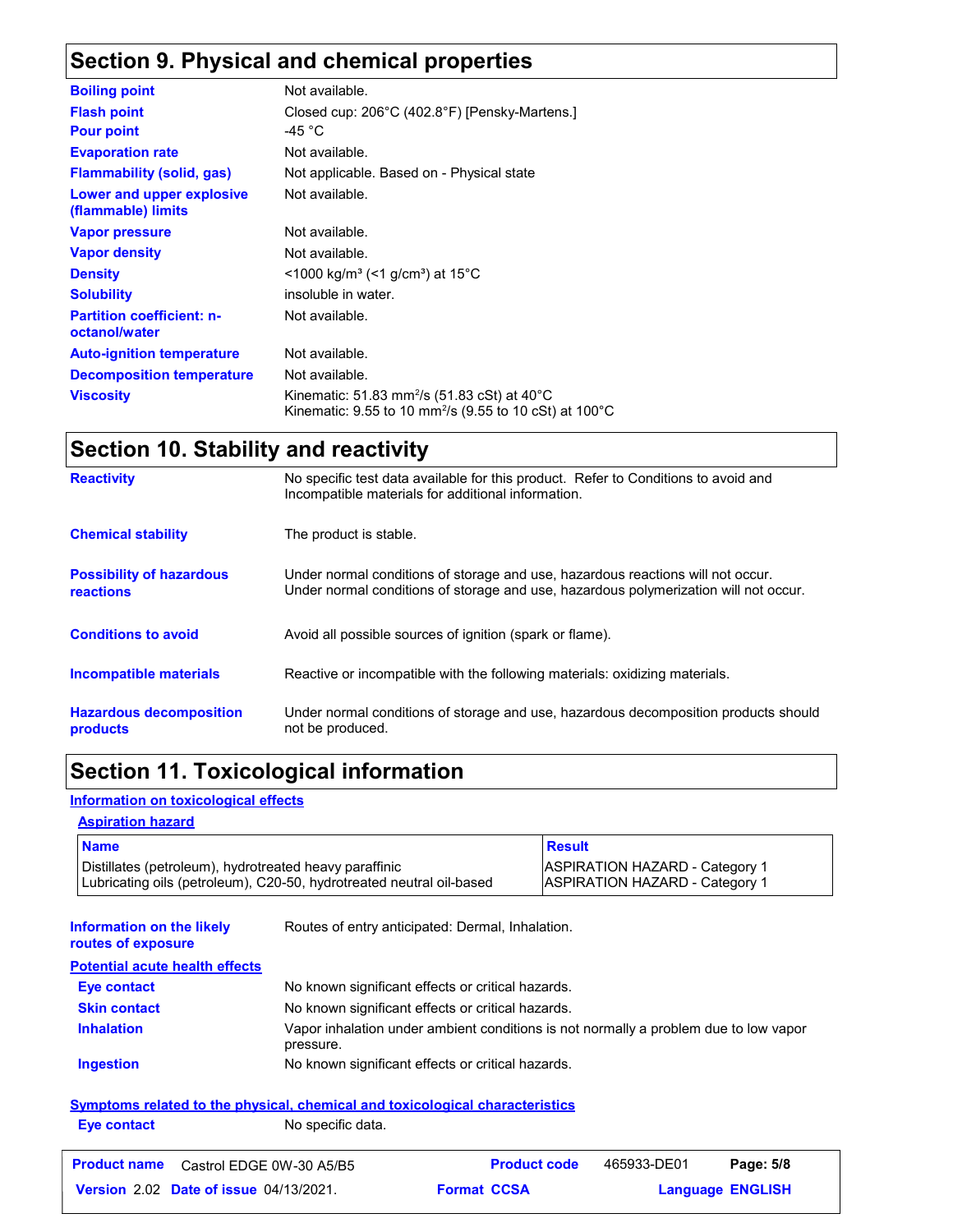## Section 9. Physical and chemical properties

| | |
|---|---|
| **Boiling point** | Not available. |
| **Flash point** | Closed cup: 206°C (402.8°F) [Pensky-Martens.] |
| **Pour point** | -45 °C |
| **Evaporation rate** | Not available. |
| **Flammability (solid, gas)** | Not applicable. Based on - Physical state |
| **Lower and upper explosive (flammable) limits** | Not available. |
| **Vapor pressure** | Not available. |
| **Vapor density** | Not available. |
| **Density** | <1000 kg/m³ (<1 g/cm³) at 15°C |
| **Solubility** | insoluble in water. |
| **Partition coefficient: n-octanol/water** | Not available. |
| **Auto-ignition temperature** | Not available. |
| **Decomposition temperature** | Not available. |
| **Viscosity** | Kinematic: 51.83 mm²/s (51.83 cSt) at 40°C<br>Kinematic: 9.55 to 10 mm²/s (9.55 to 10 cSt) at 100°C |

## Section 10. Stability and reactivity

| | |
|---|---|
| **Reactivity** | No specific test data available for this product. Refer to Conditions to avoid and Incompatible materials for additional information. |
| **Chemical stability** | The product is stable. |
| **Possibility of hazardous reactions** | Under normal conditions of storage and use, hazardous reactions will not occur.<br>Under normal conditions of storage and use, hazardous polymerization will not occur. |
| **Conditions to avoid** | Avoid all possible sources of ignition (spark or flame). |
| **Incompatible materials** | Reactive or incompatible with the following materials: oxidizing materials. |
| **Hazardous decomposition products** | Under normal conditions of storage and use, hazardous decomposition products should not be produced. |

## Section 11. Toxicological information

**Information on toxicological effects**

**Aspiration hazard**

| Name | Result |
|---|---|
| Distillates (petroleum), hydrotreated heavy paraffinic | ASPIRATION HAZARD - Category 1 |
| Lubricating oils (petroleum), C20-50, hydrotreated neutral oil-based | ASPIRATION HAZARD - Category 1 |

**Information on the likely routes of exposure**: Routes of entry anticipated: Dermal, Inhalation.

**Potential acute health effects**

| | |
|---|---|
| **Eye contact** | No known significant effects or critical hazards. |
| **Skin contact** | No known significant effects or critical hazards. |
| **Inhalation** | Vapor inhalation under ambient conditions is not normally a problem due to low vapor pressure. |
| **Ingestion** | No known significant effects or critical hazards. |

**Symptoms related to the physical, chemical and toxicological characteristics**

| | |
|---|---|
| **Eye contact** | No specific data. |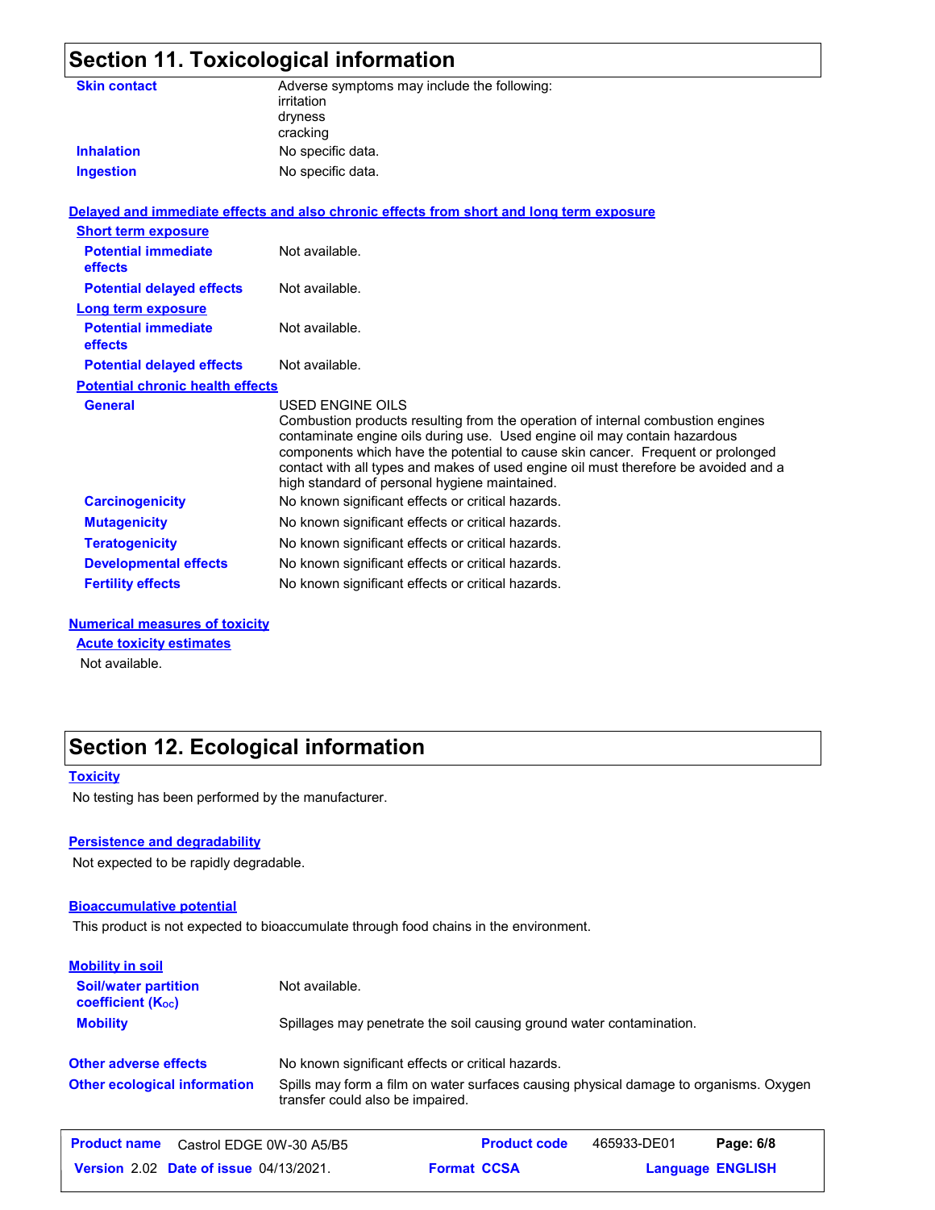## Section 11. Toxicological information

| | |
|---|---|
| **Skin contact** | Adverse symptoms may include the following: irritation dryness cracking |
| **Inhalation** | No specific data. |
| **Ingestion** | No specific data. |

**Delayed and immediate effects and also chronic effects from short and long term exposure**

**Short term exposure**

| | |
|---|---|
| **Potential immediate effects** | Not available. |
| **Potential delayed effects** | Not available. |

**Long term exposure**

| | |
|---|---|
| **Potential immediate effects** | Not available. |
| **Potential delayed effects** | Not available. |

**Potential chronic health effects**

| | |
|---|---|
| **General** | USED ENGINE OILS Combustion products resulting from the operation of internal combustion engines contaminate engine oils during use. Used engine oil may contain hazardous components which have the potential to cause skin cancer. Frequent or prolonged contact with all types and makes of used engine oil must therefore be avoided and a high standard of personal hygiene maintained. |
| **Carcinogenicity** | No known significant effects or critical hazards. |
| **Mutagenicity** | No known significant effects or critical hazards. |
| **Teratogenicity** | No known significant effects or critical hazards. |
| **Developmental effects** | No known significant effects or critical hazards. |
| **Fertility effects** | No known significant effects or critical hazards. |

**Numerical measures of toxicity**

**Acute toxicity estimates**

Not available.

## Section 12. Ecological information

**Toxicity**

No testing has been performed by the manufacturer.

**Persistence and degradability**

Not expected to be rapidly degradable.

**Bioaccumulative potential**

This product is not expected to bioaccumulate through food chains in the environment.

**Mobility in soil**

| | |
|---|---|
| **Soil/water partition coefficient ($K_{OC}$)** | Not available. |
| **Mobility** | Spillages may penetrate the soil causing ground water contamination. |
| **Other adverse effects** | No known significant effects or critical hazards. |
| **Other ecological information** | Spills may form a film on water surfaces causing physical damage to organisms. Oxygen transfer could also be impaired. |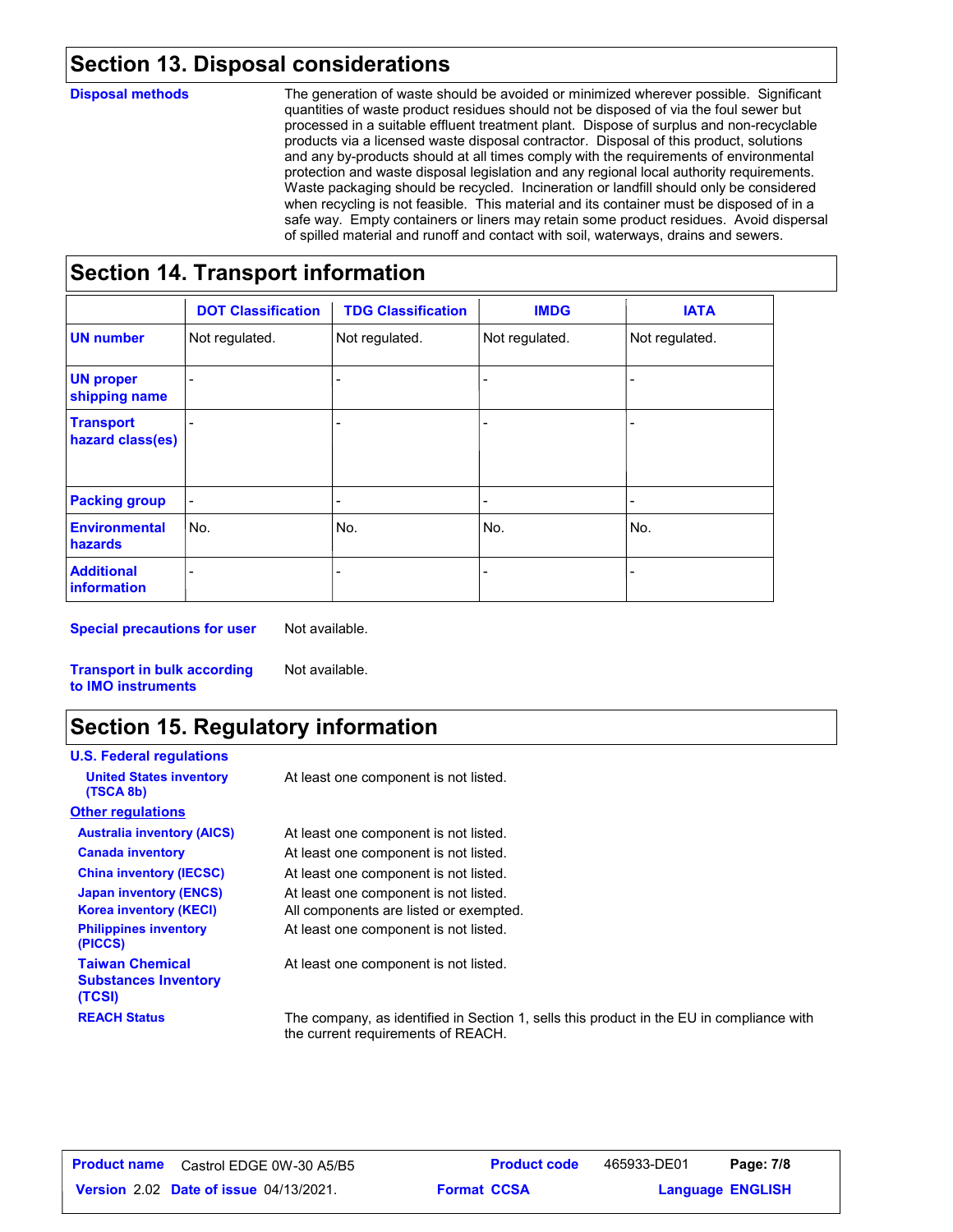## Section 13. Disposal considerations

**Disposal methods**

The generation of waste should be avoided or minimized wherever possible. Significant quantities of waste product residues should not be disposed of via the foul sewer but processed in a suitable effluent treatment plant. Dispose of surplus and non-recyclable products via a licensed waste disposal contractor. Disposal of this product, solutions and any by-products should at all times comply with the requirements of environmental protection and waste disposal legislation and any regional local authority requirements. Waste packaging should be recycled. Incineration or landfill should only be considered when recycling is not feasible. This material and its container must be disposed of in a safe way. Empty containers or liners may retain some product residues. Avoid dispersal of spilled material and runoff and contact with soil, waterways, drains and sewers.

## Section 14. Transport information

| | DOT Classification | TDG Classification | IMDG | IATA |
|---|---|---|---|---|
| **UN number** | Not regulated. | Not regulated. | Not regulated. | Not regulated. |
| **UN proper shipping name** | - | - | - | - |
| **Transport hazard class(es)** | - | - | - | - |
| **Packing group** | - | - | - | - |
| **Environmental hazards** | No. | No. | No. | No. |
| **Additional information** | - | - | - | - |

**Special precautions for user** Not available.

**Transport in bulk according to IMO instruments** Not available.

## Section 15. Regulatory information

**U.S. Federal regulations**

**United States inventory (TSCA 8b)** At least one component is not listed.

**Other regulations**

**Australia inventory (AICS)** At least one component is not listed.

**Canada inventory** At least one component is not listed.

**China inventory (IECSC)** At least one component is not listed.

**Japan inventory (ENCS)** At least one component is not listed.

**Korea inventory (KECI)** All components are listed or exempted.

**Philippines inventory (PICCS)** At least one component is not listed.

**Taiwan Chemical Substances Inventory (TCSI)** At least one component is not listed.

**REACH Status** The company, as identified in Section 1, sells this product in the EU in compliance with the current requirements of REACH.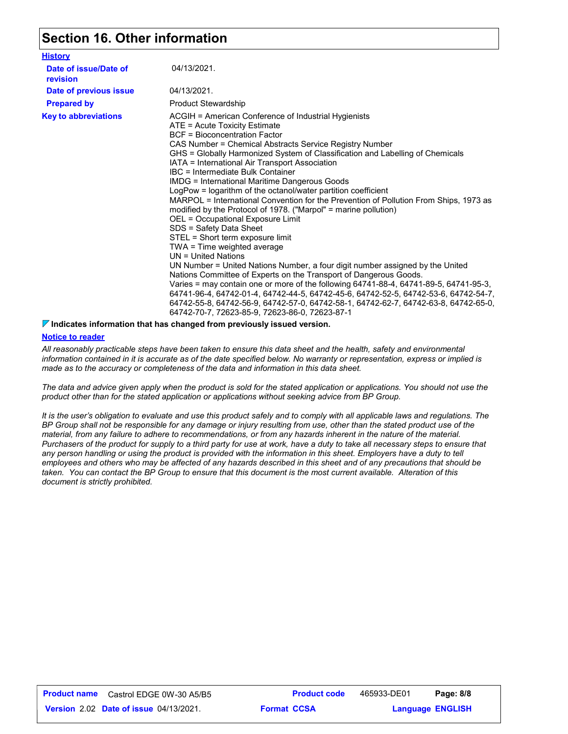# Section 16. Other information

**History**

| | |
|---|---|
| **Date of issue/Date of revision** | 04/13/2021. |
| **Date of previous issue** | 04/13/2021. |
| **Prepared by** | Product Stewardship |

**Key to abbreviations**

ACGIH = American Conference of Industrial Hygienists
ATE = Acute Toxicity Estimate
BCF = Bioconcentration Factor
CAS Number = Chemical Abstracts Service Registry Number
GHS = Globally Harmonized System of Classification and Labelling of Chemicals
IATA = International Air Transport Association
IBC = Intermediate Bulk Container
IMDG = International Maritime Dangerous Goods
LogPow = logarithm of the octanol/water partition coefficient
MARPOL = International Convention for the Prevention of Pollution From Ships, 1973 as modified by the Protocol of 1978. ("Marpol" = marine pollution)
OEL = Occupational Exposure Limit
SDS = Safety Data Sheet
STEL = Short term exposure limit
TWA = Time weighted average
UN = United Nations
UN Number = United Nations Number, a four digit number assigned by the United Nations Committee of Experts on the Transport of Dangerous Goods.
Varies = may contain one or more of the following 64741-88-4, 64741-89-5, 64741-95-3, 64741-96-4, 64742-01-4, 64742-44-5, 64742-45-6, 64742-52-5, 64742-53-6, 64742-54-7, 64742-55-8, 64742-56-9, 64742-57-0, 64742-58-1, 64742-62-7, 64742-63-8, 64742-65-0, 64742-70-7, 72623-85-9, 72623-86-0, 72623-87-1

**Indicates information that has changed from previously issued version.**

**Notice to reader**

*All reasonably practicable steps have been taken to ensure this data sheet and the health, safety and environmental information contained in it is accurate as of the date specified below. No warranty or representation, express or implied is made as to the accuracy or completeness of the data and information in this data sheet.*

*The data and advice given apply when the product is sold for the stated application or applications. You should not use the product other than for the stated application or applications without seeking advice from BP Group.*

*It is the user's obligation to evaluate and use this product safely and to comply with all applicable laws and regulations. The BP Group shall not be responsible for any damage or injury resulting from use, other than the stated product use of the material, from any failure to adhere to recommendations, or from any hazards inherent in the nature of the material. Purchasers of the product for supply to a third party for use at work, have a duty to take all necessary steps to ensure that any person handling or using the product is provided with the information in this sheet. Employers have a duty to tell employees and others who may be affected of any hazards described in this sheet and of any precautions that should be taken. You can contact the BP Group to ensure that this document is the most current available. Alteration of this document is strictly prohibited.*